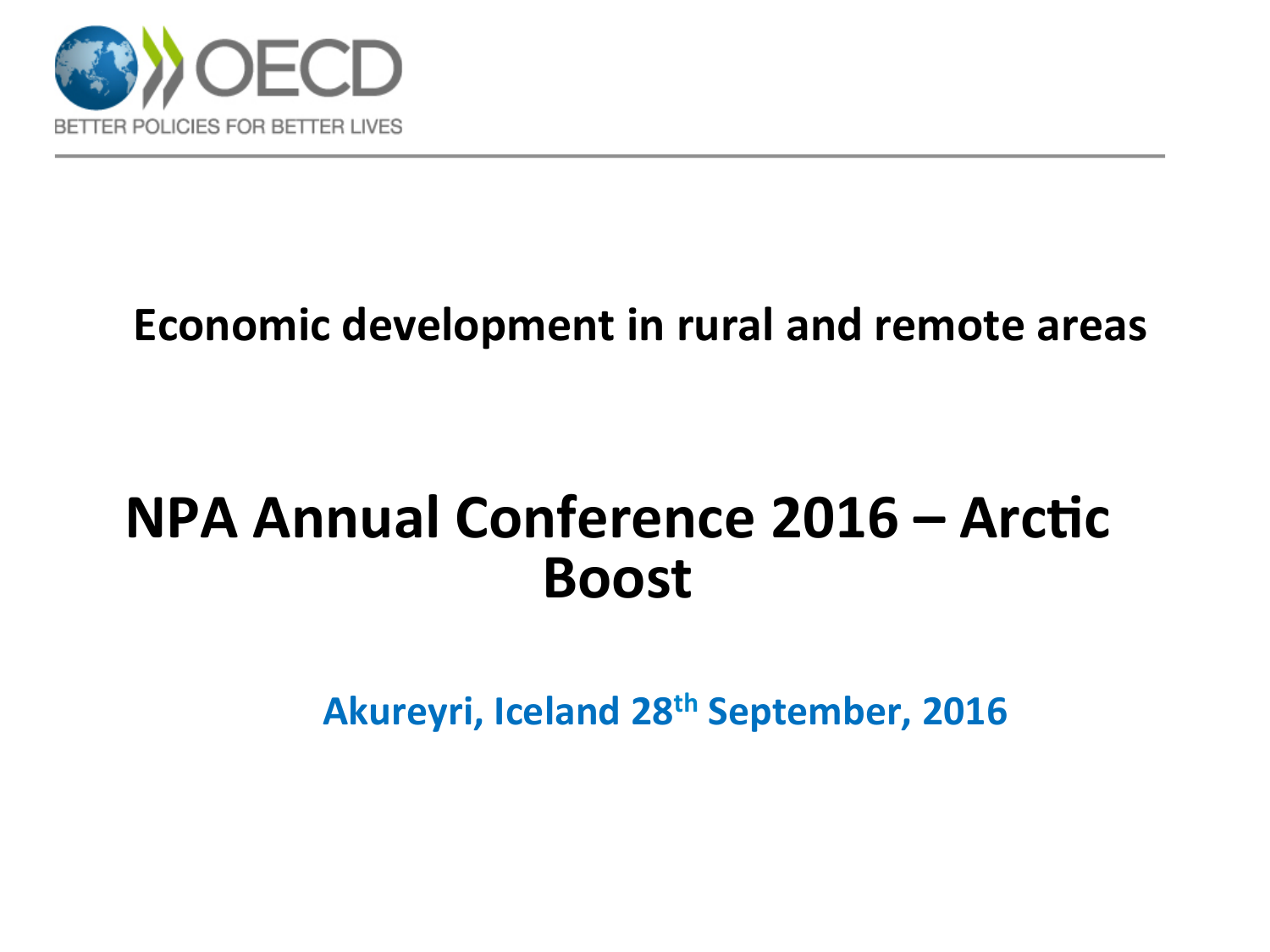OECD

BETTER POLICIES FOR BETTER LIVES

## Economic development in rural and remote areas

# NPA Annual Conference 2016 – Arctic Boost

Akureyri, Iceland 28th September, 2016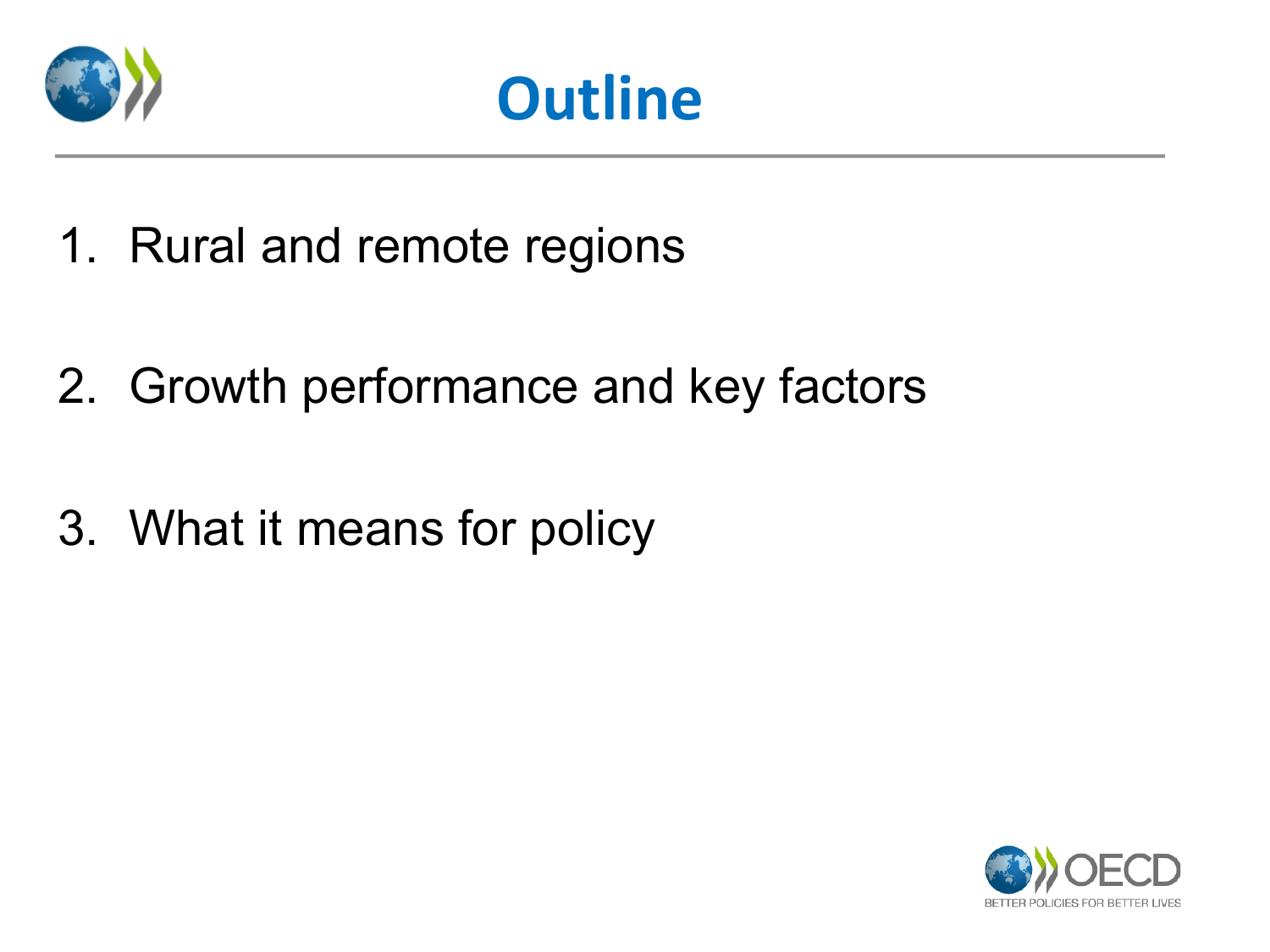# Outline

1. Rural and remote regions

2. Growth performance and key factors

3. What it means for policy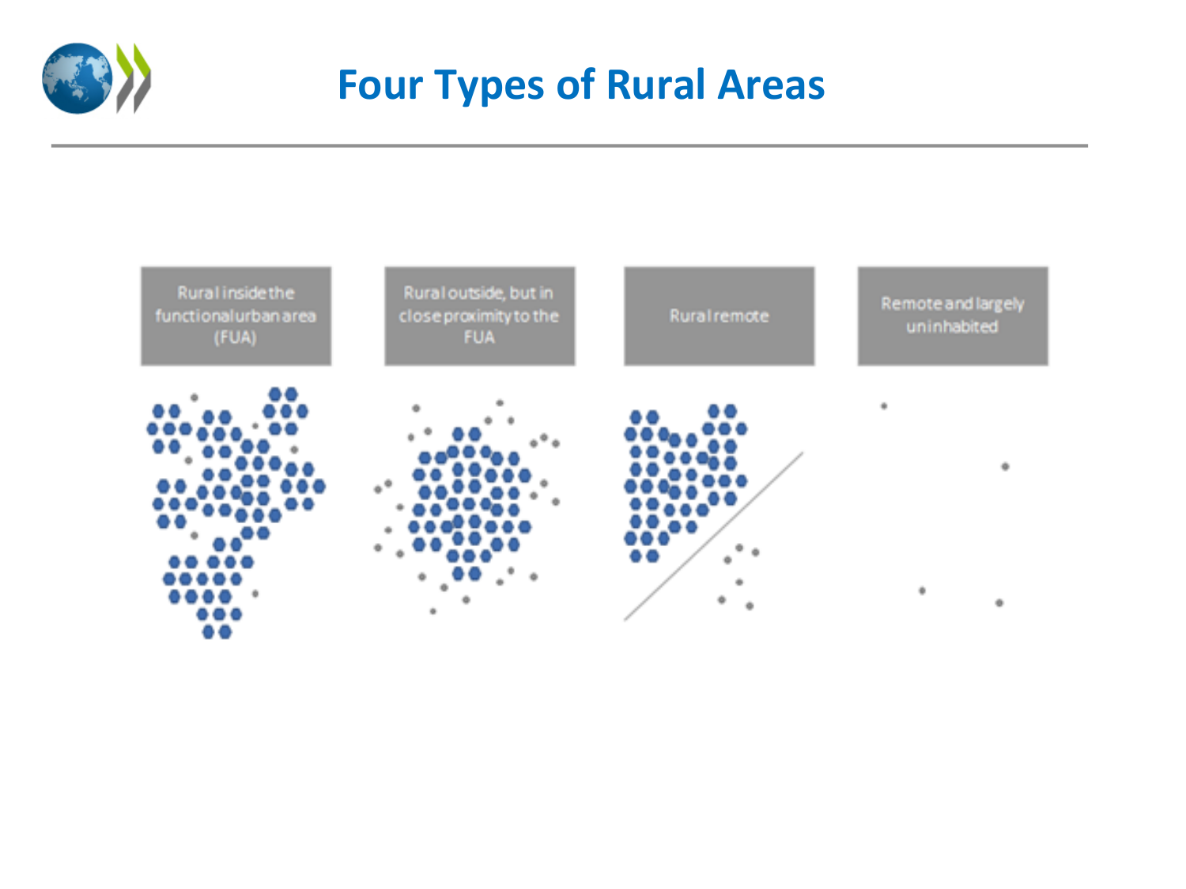# Four Types of Rural Areas

| Rural inside the functional urban area (FUA) | Rural outside, but in close proximity to the FUA | Rural remote | Remote and largely uninhabited |
|---|---|---|---|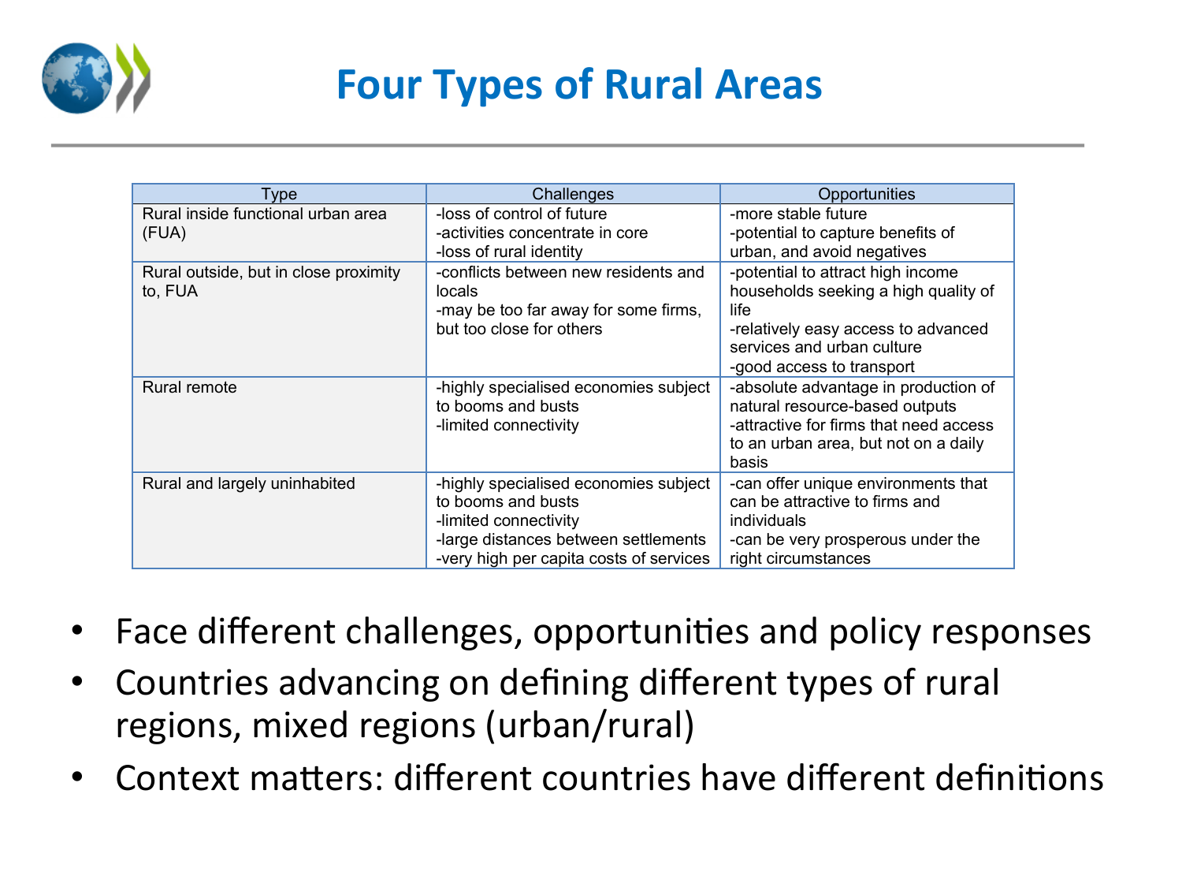# Four Types of Rural Areas

| Type | Challenges | Opportunities |
|---|---|---|
| Rural inside functional urban area (FUA) | -loss of control of future<br>-activities concentrate in core<br>-loss of rural identity | -more stable future<br>-potential to capture benefits of urban, and avoid negatives |
| Rural outside, but in close proximity to, FUA | -conflicts between new residents and locals<br>-may be too far away for some firms, but too close for others | -potential to attract high income households seeking a high quality of life<br>-relatively easy access to advanced services and urban culture<br>-good access to transport |
| Rural remote | -highly specialised economies subject to booms and busts<br>-limited connectivity | -absolute advantage in production of natural resource-based outputs<br>-attractive for firms that need access to an urban area, but not on a daily basis |
| Rural and largely uninhabited | -highly specialised economies subject to booms and busts<br>-limited connectivity<br>-large distances between settlements<br>-very high per capita costs of services | -can offer unique environments that can be attractive to firms and individuals<br>-can be very prosperous under the right circumstances |

- Face different challenges, opportunities and policy responses
- Countries advancing on defining different types of rural regions, mixed regions (urban/rural)
- Context matters: different countries have different definitions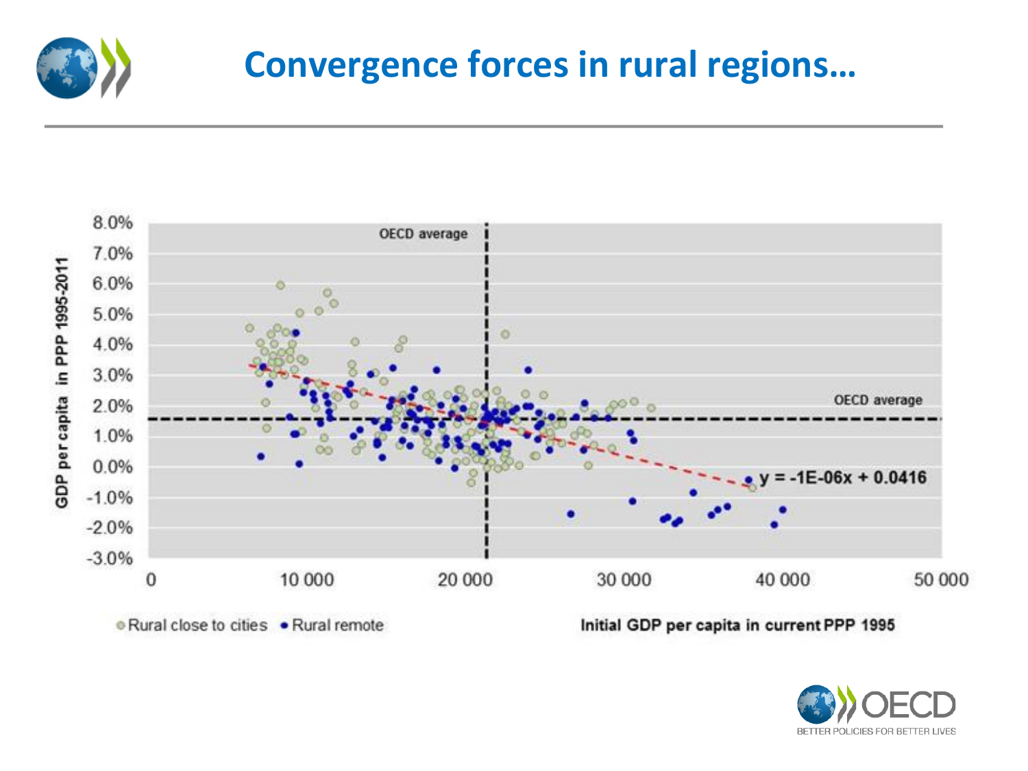# Convergence forces in rural regions…

OECD average

OECD average

$y = -1E-06x + 0.0416$

GDP per capita in PPP 1995-2011

Initial GDP per capita in current PPP 1995

Rural close to cities • Rural remote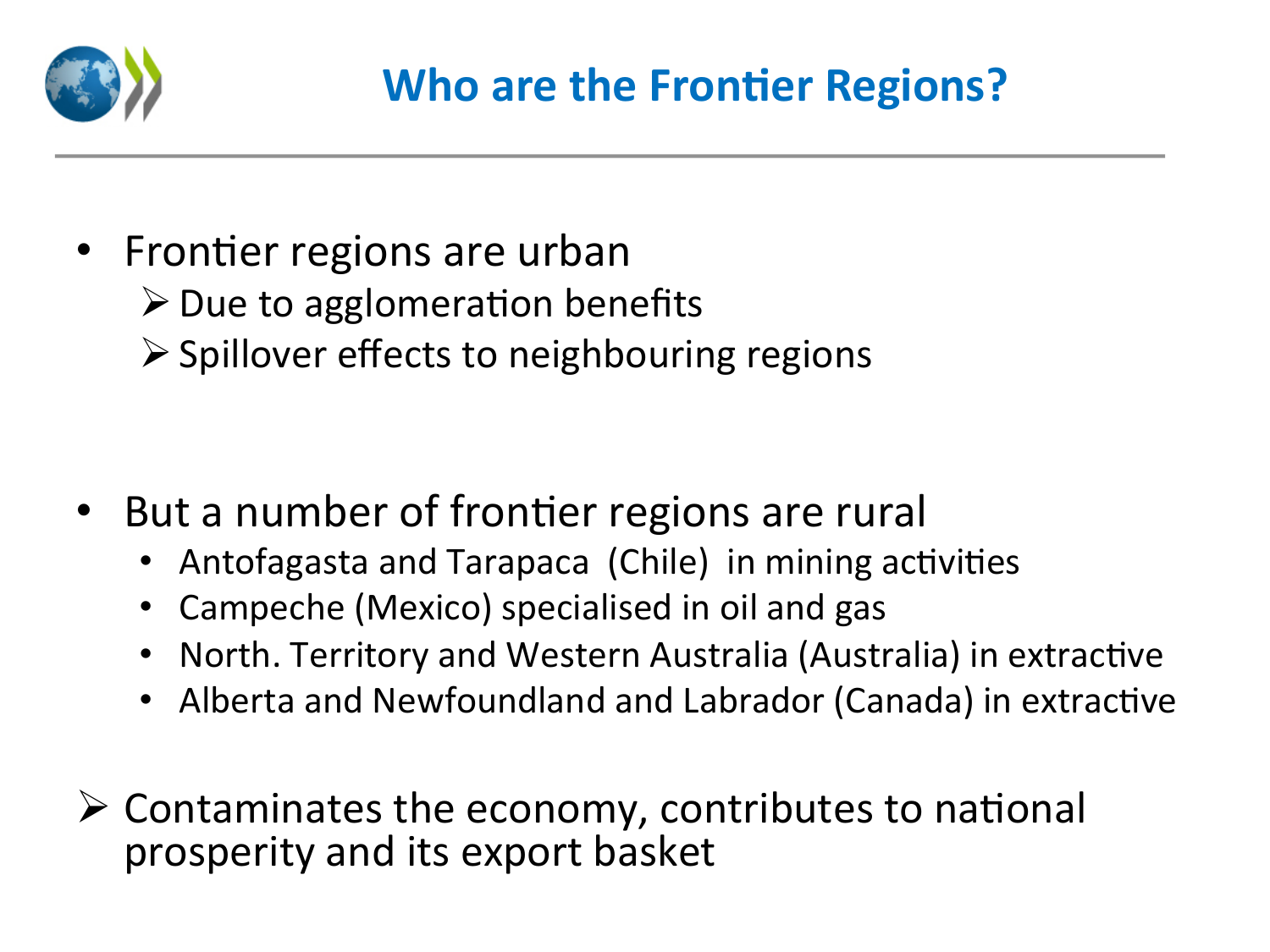# Who are the Frontier Regions?

- Frontier regions are urban
  - ➢ Due to agglomeration benefits
  - ➢ Spillover effects to neighbouring regions

- But a number of frontier regions are rural
  - Antofagasta and Tarapaca (Chile) in mining activities
  - Campeche (Mexico) specialised in oil and gas
  - North. Territory and Western Australia (Australia) in extractive
  - Alberta and Newfoundland and Labrador (Canada) in extractive

➢ Contaminates the economy, contributes to national prosperity and its export basket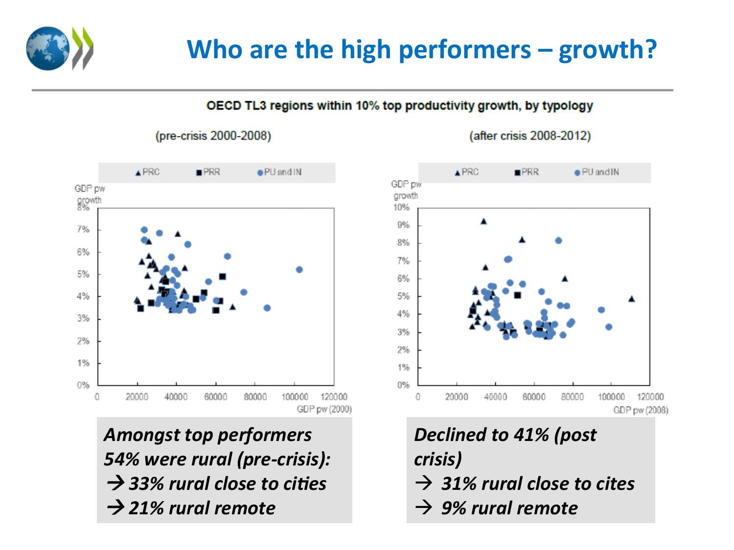# Who are the high performers – growth?

**OECD TL3 regions within 10% top productivity growth, by typology**

(pre-crisis 2000-2008)

(after crisis 2008-2012)

***Amongst top performers 54% were rural (pre-crisis):***
***→ 33% rural close to cities***
***→ 21% rural remote***

***Declined to 41% (post crisis)***
***→ 31% rural close to cites***
***→ 9% rural remote***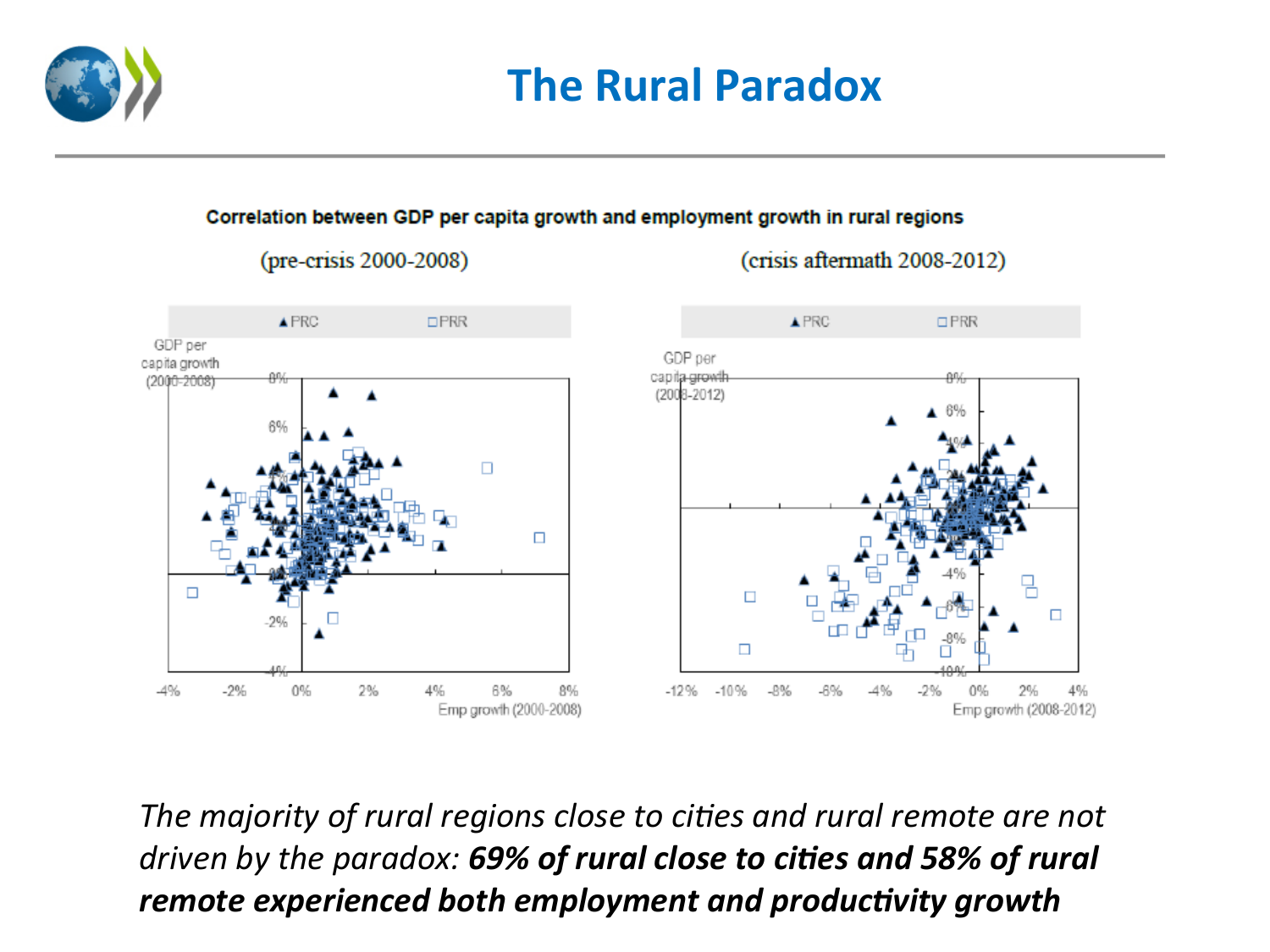# The Rural Paradox

**Correlation between GDP per capita growth and employment growth in rural regions**

(pre-crisis 2000-2008) (crisis aftermath 2008-2012)

*The majority of rural regions close to cities and rural remote are not driven by the paradox:* ***69% of rural close to cities and 58% of rural remote experienced both employment and productivity growth***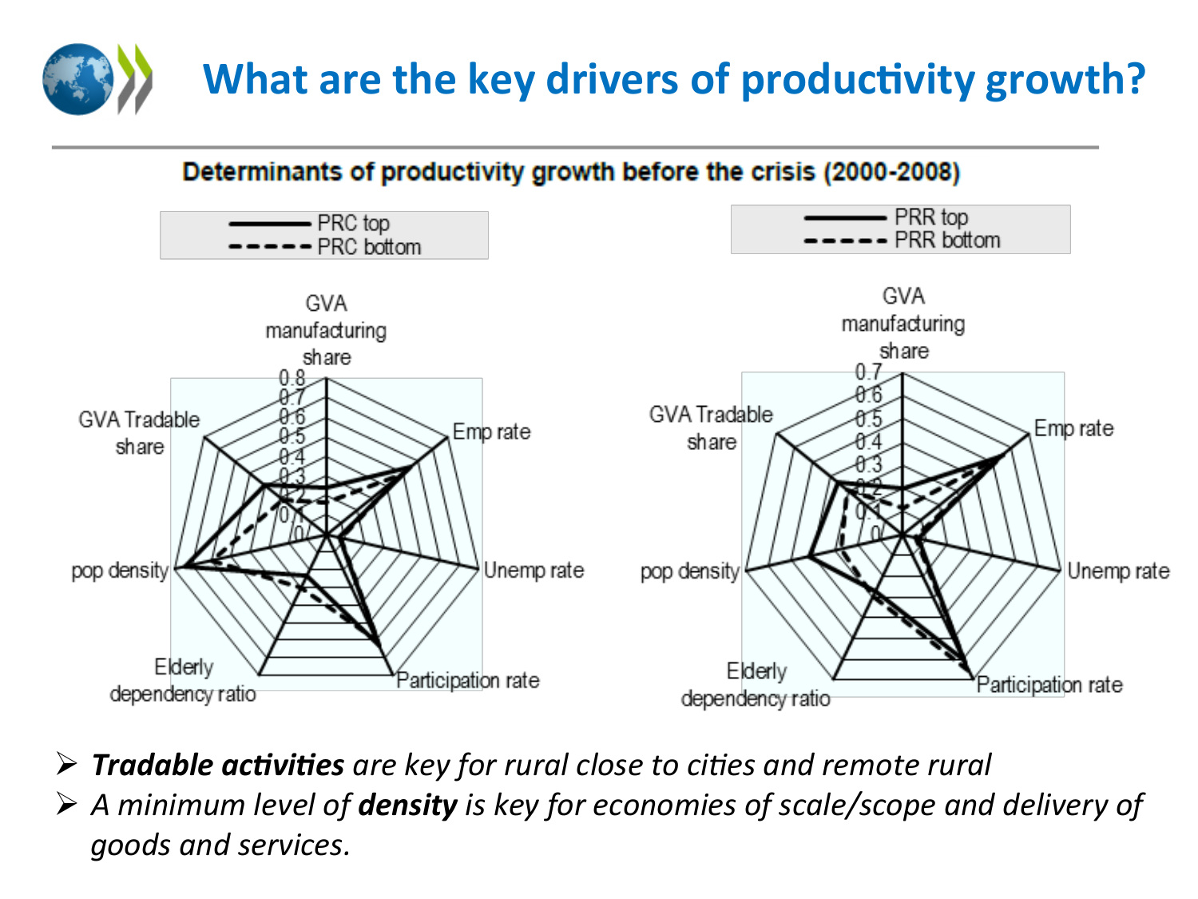# What are the key drivers of productivity growth?

**Determinants of productivity growth before the crisis (2000-2008)**

PRC top / PRC bottom

GVA manufacturing share, Emp rate, Unemp rate, Participation rate, Elderly dependency ratio, pop density, GVA Tradable share

PRR top / PRR bottom

GVA manufacturing share, Emp rate, Unemp rate, Participation rate, Elderly dependency ratio, pop density, GVA Tradable share

- ***Tradable activities*** *are key for rural close to cities and remote rural*
- *A minimum level of* ***density*** *is key for economies of scale/scope and delivery of goods and services.*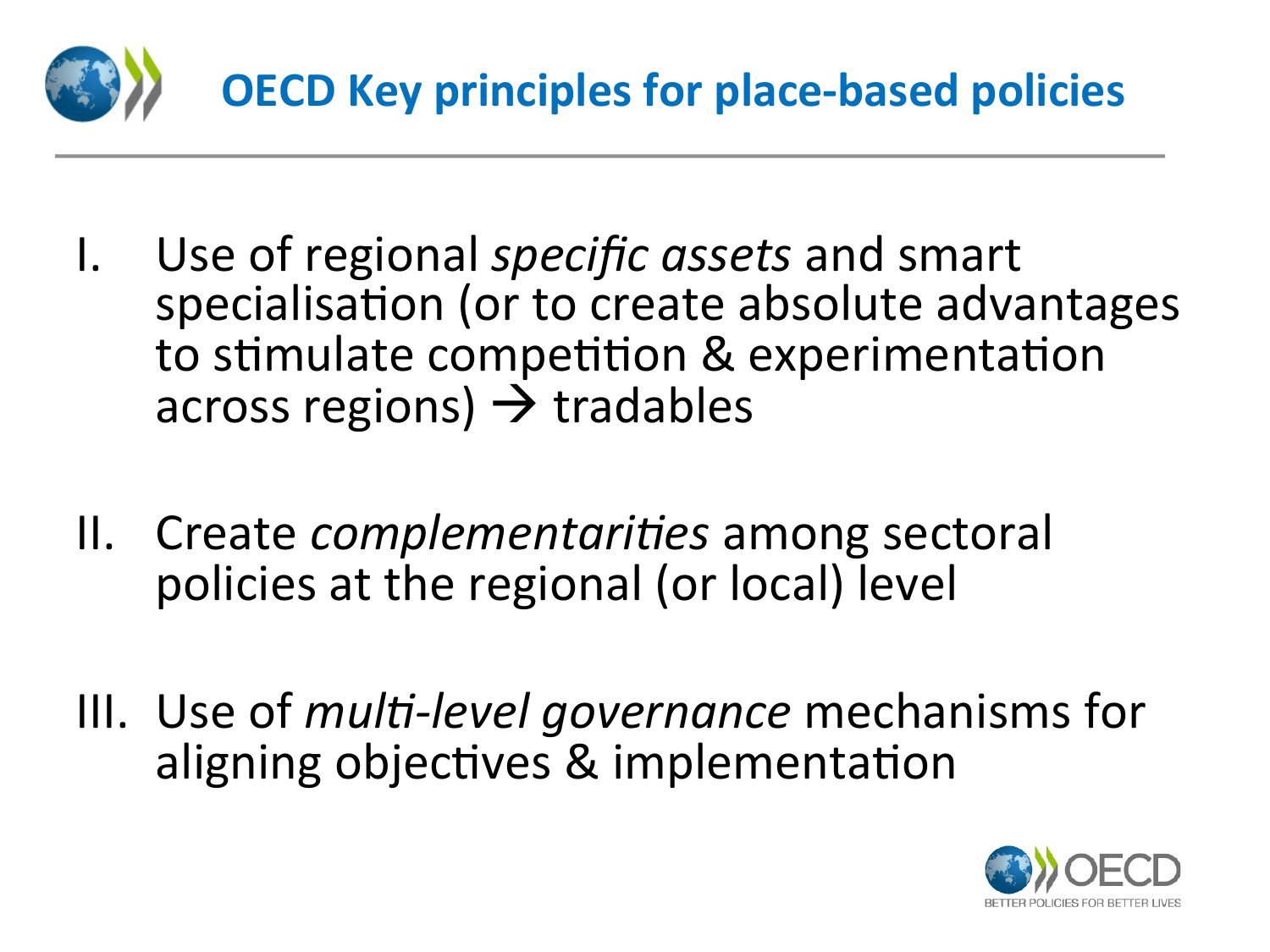# OECD Key principles for place-based policies

I. Use of regional *specific assets* and smart specialisation (or to create absolute advantages to stimulate competition & experimentation across regions) → tradables

II. Create *complementarities* among sectoral policies at the regional (or local) level

III. Use of *multi-level governance* mechanisms for aligning objectives & implementation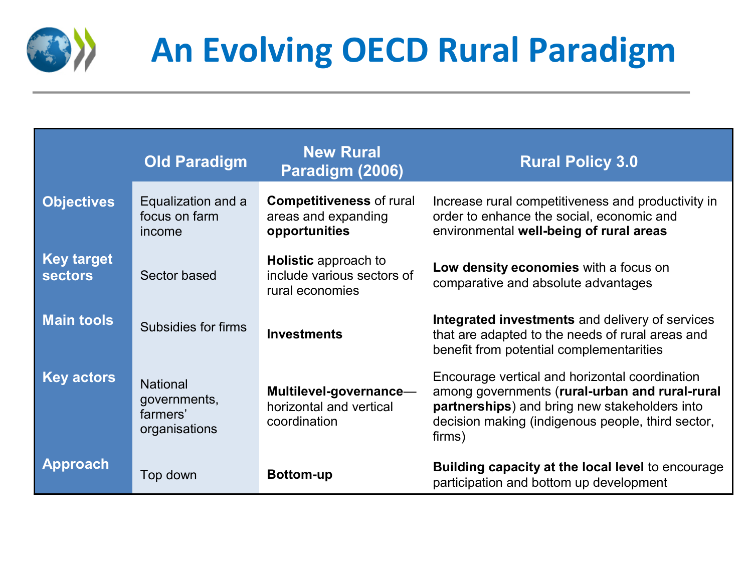# An Evolving OECD Rural Paradigm

| | Old Paradigm | New Rural Paradigm (2006) | Rural Policy 3.0 |
|---|---|---|---|
| **Objectives** | Equalization and a focus on farm income | **Competitiveness** of rural areas and expanding **opportunities** | Increase rural competitiveness and productivity in order to enhance the social, economic and environmental **well-being of rural areas** |
| **Key target sectors** | Sector based | **Holistic** approach to include various sectors of rural economies | **Low density economies** with a focus on comparative and absolute advantages |
| **Main tools** | Subsidies for firms | **Investments** | **Integrated investments** and delivery of services that are adapted to the needs of rural areas and benefit from potential complementarities |
| **Key actors** | National governments, farmers' organisations | **Multilevel-governance**—horizontal and vertical coordination | Encourage vertical and horizontal coordination among governments (**rural-urban and rural-rural partnerships**) and bring new stakeholders into decision making (indigenous people, third sector, firms) |
| **Approach** | Top down | **Bottom-up** | **Building capacity at the local level** to encourage participation and bottom up development |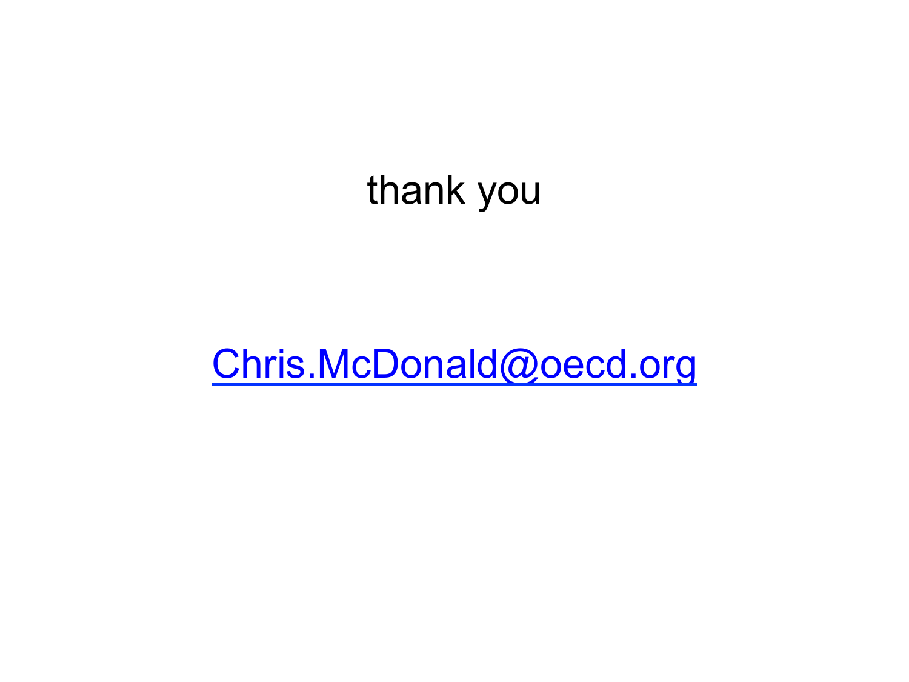thank you

[Chris.McDonald@oecd.org](mailto:Chris.McDonald@oecd.org)